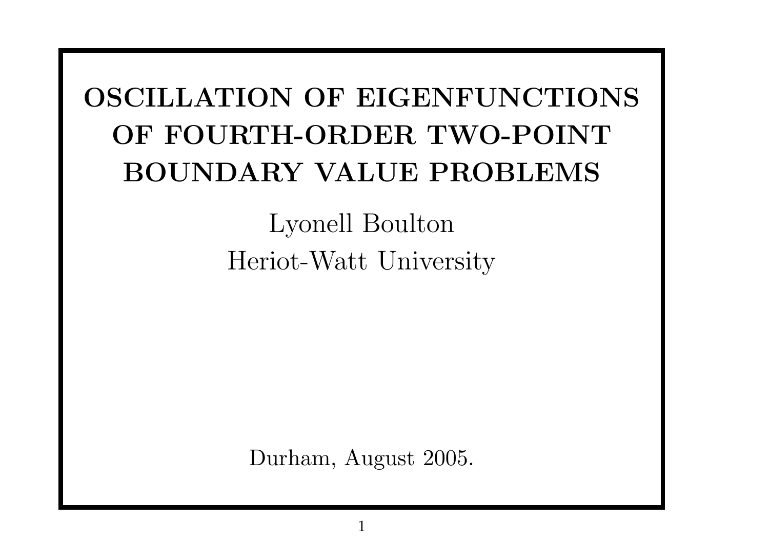# OSCILLATION OF EIGENFUNCTIONS OF FOURTH-ORDER TWO-POINT BOUNDARY VALUE PROBLEMS

Lyonell Boulton

Heriot-Watt University

Durham, August 2005.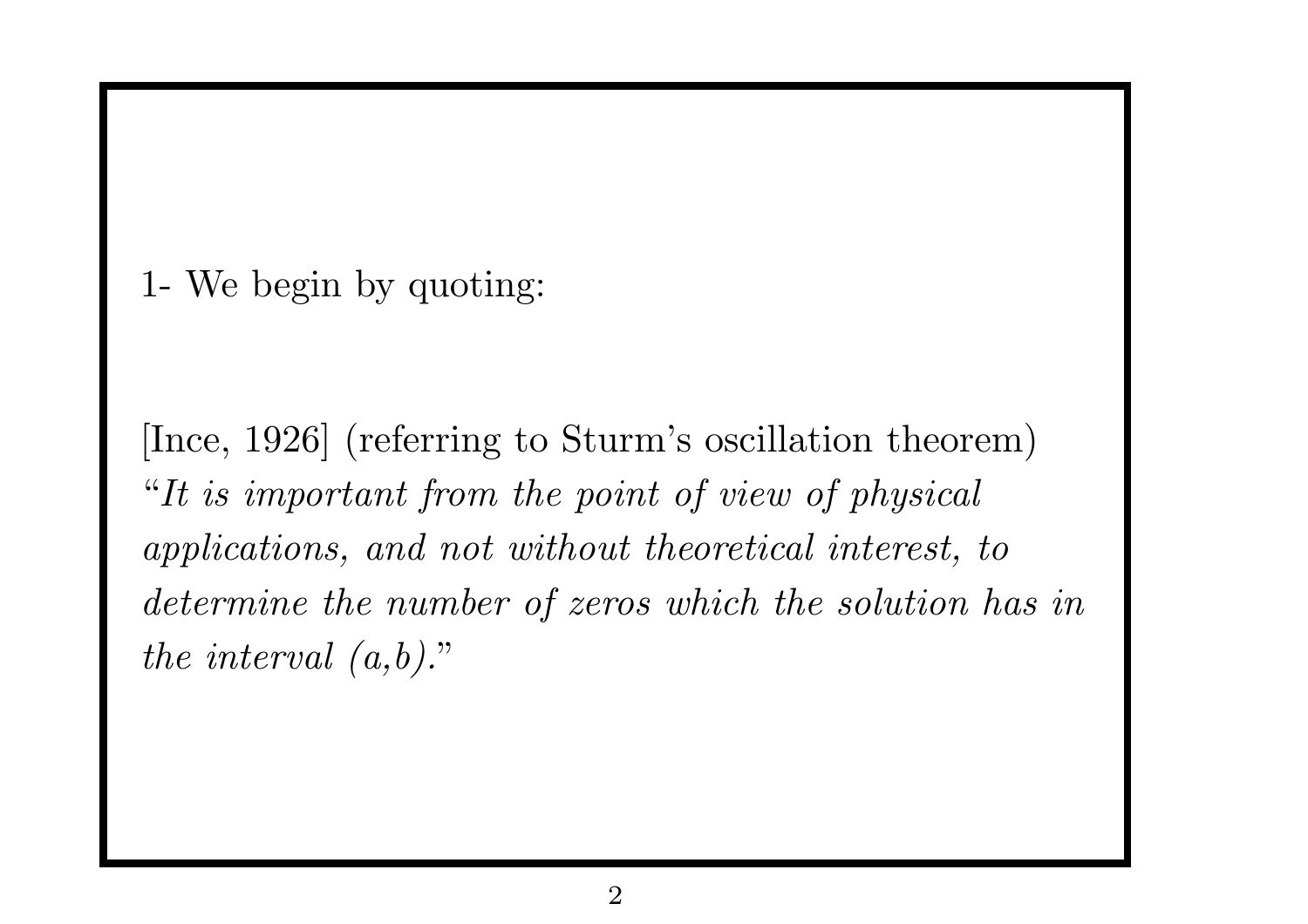1- We begin by quoting:

[Ince, 1926] (referring to Sturm's oscillation theorem) "*It is important from the point of view of physical applications, and not without theoretical interest, to determine the number of zeros which the solution has in the interval (a,b).*"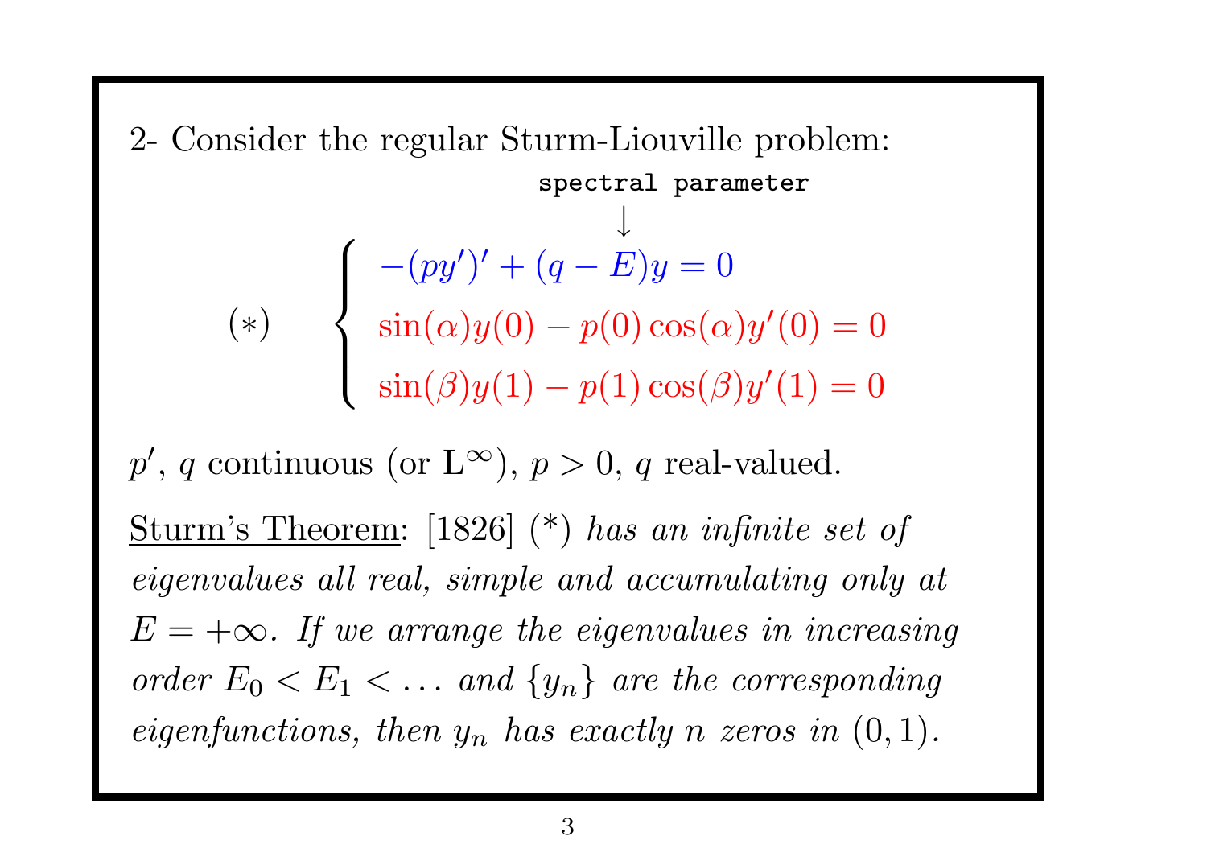2- Consider the regular Sturm-Liouville problem:

spectral parameter ↓

$$(*) \qquad \begin{cases} -(py')' + (q - E)y = 0 \\ \sin(\alpha)y(0) - p(0)\cos(\alpha)y'(0) = 0 \\ \sin(\beta)y(1) - p(1)\cos(\beta)y'(1) = 0 \end{cases}$$

$p'$, $q$ continuous (or $\mathrm{L}^\infty$), $p > 0$, $q$ real-valued.

<u>Sturm's Theorem</u>: [1826] (*) *has an infinite set of eigenvalues all real, simple and accumulating only at* $E = +\infty$. *If we arrange the eigenvalues in increasing order* $E_0 < E_1 < \dots$ *and* $\{y_n\}$ *are the corresponding eigenfunctions, then* $y_n$ *has exactly* $n$ *zeros in* $(0, 1)$.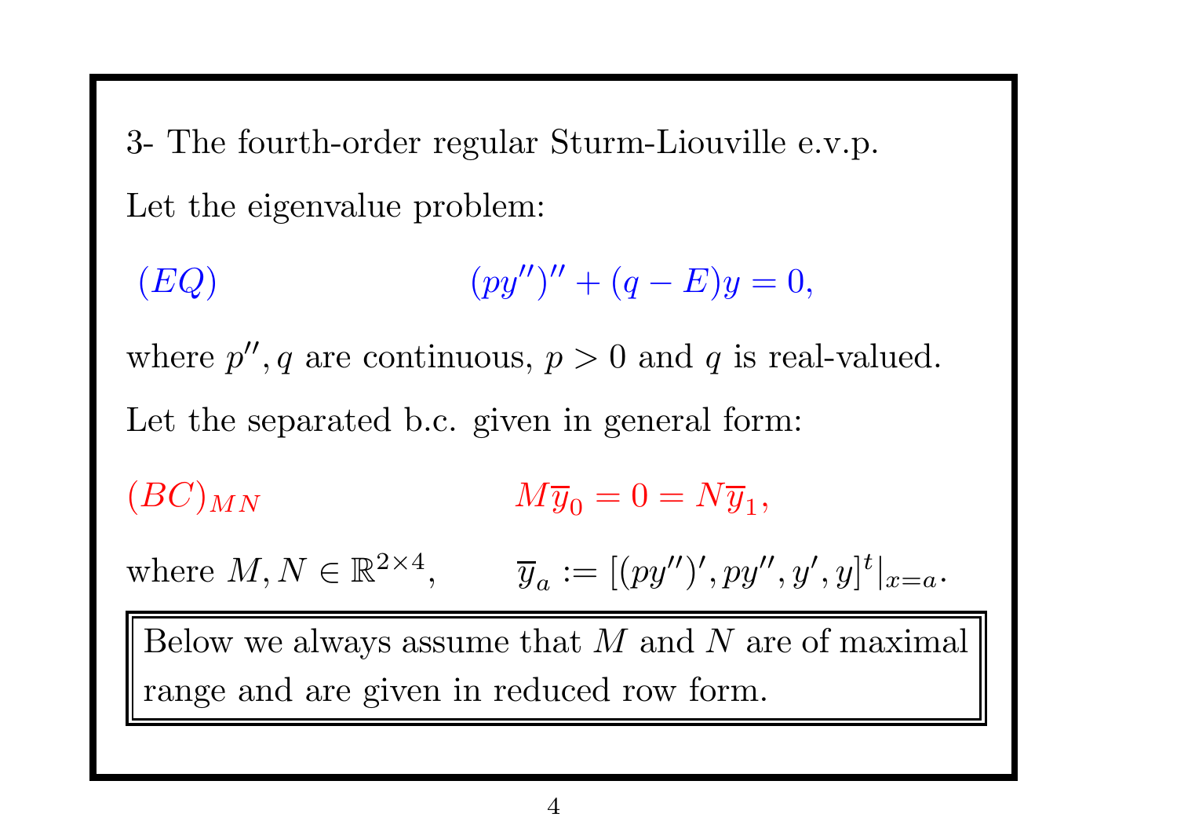3- The fourth-order regular Sturm-Liouville e.v.p.

Let the eigenvalue problem:

$$(EQ) \qquad (py'')'' + (q - E)y = 0,$$

where $p'', q$ are continuous, $p > 0$ and $q$ is real-valued.

Let the separated b.c. given in general form:

$$(BC)_{MN} \qquad M\overline{y}_0 = 0 = N\overline{y}_1,$$

where $M, N \in \mathbb{R}^{2\times 4}$, $\qquad \overline{y}_a := [(py'')', py'', y', y]^t|_{x=a}$.

> Below we always assume that $M$ and $N$ are of maximal range and are given in reduced row form.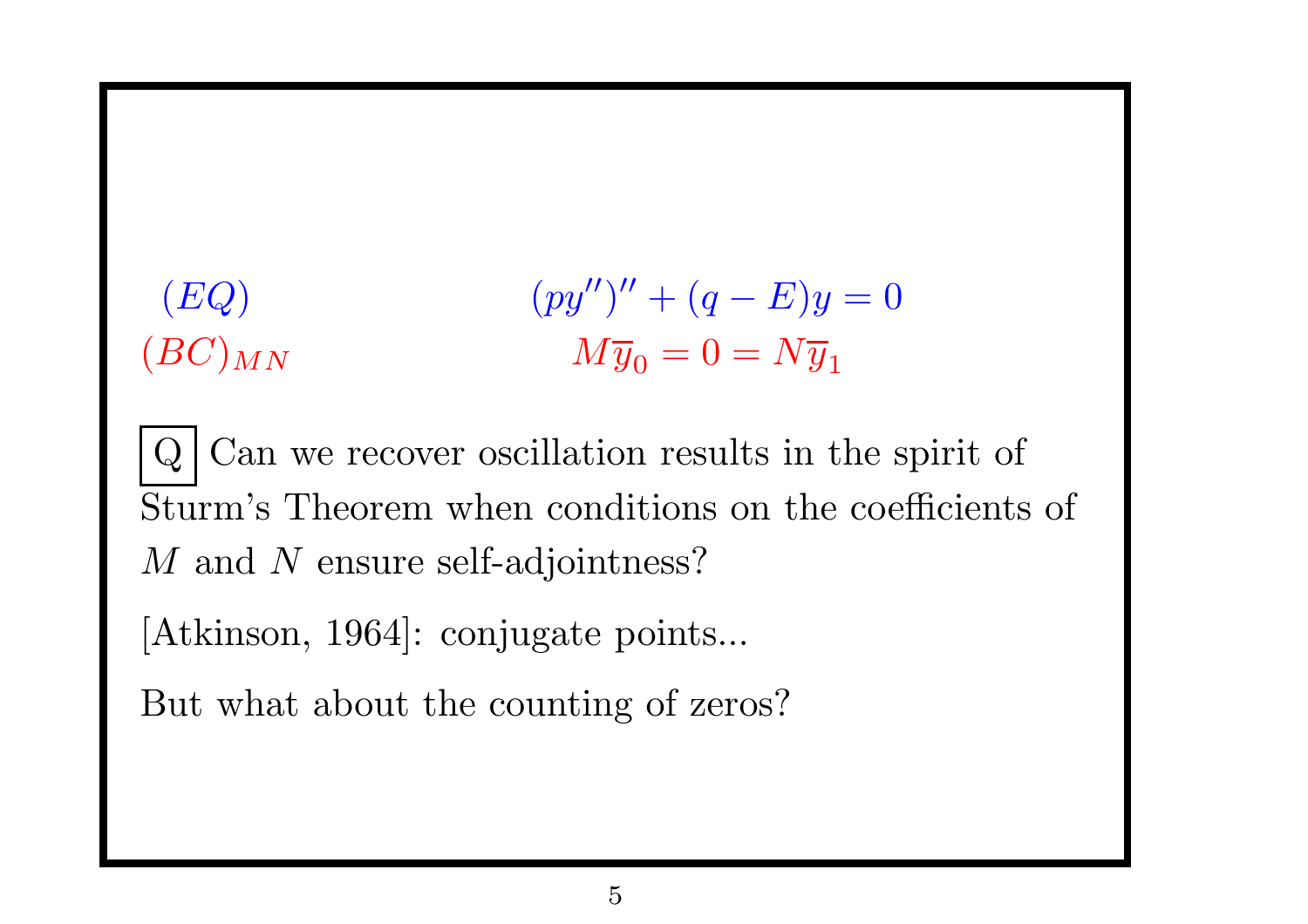$$(EQ) \qquad (py'')'' + (q - E)y = 0$$

$$(BC)_{MN} \qquad M\overline{y}_0 = 0 = N\overline{y}_1$$

**Q** Can we recover oscillation results in the spirit of Sturm's Theorem when conditions on the coefficients of $M$ and $N$ ensure self-adjointness?

[Atkinson, 1964]: conjugate points...

But what about the counting of zeros?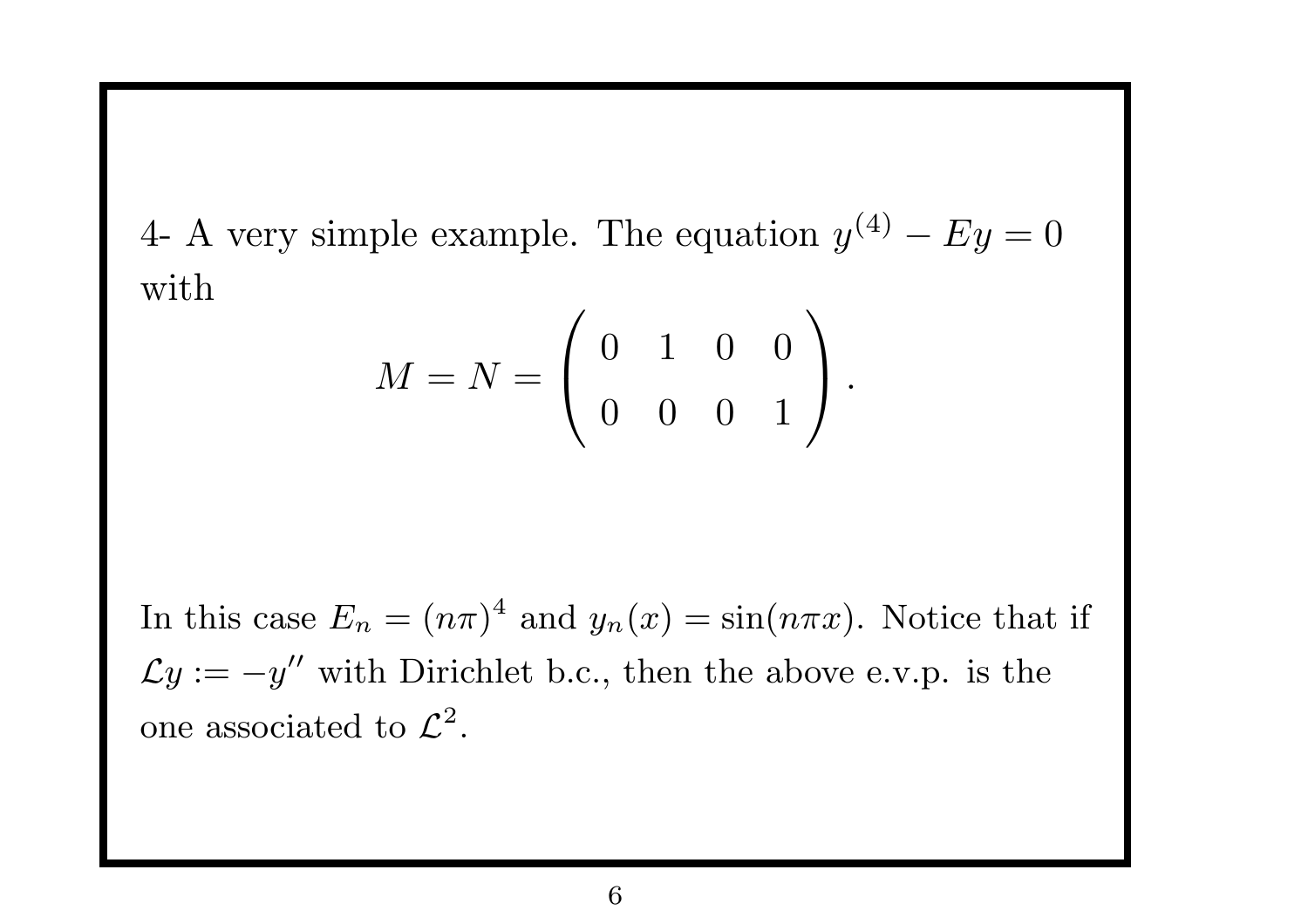4- A very simple example. The equation $y^{(4)} - Ey = 0$ with

$$M = N = \begin{pmatrix} 0 & 1 & 0 & 0 \\ 0 & 0 & 0 & 1 \end{pmatrix}.$$

In this case $E_n = (n\pi)^4$ and $y_n(x) = \sin(n\pi x)$. Notice that if $\mathcal{L}y := -y''$ with Dirichlet b.c., then the above e.v.p. is the one associated to $\mathcal{L}^2$.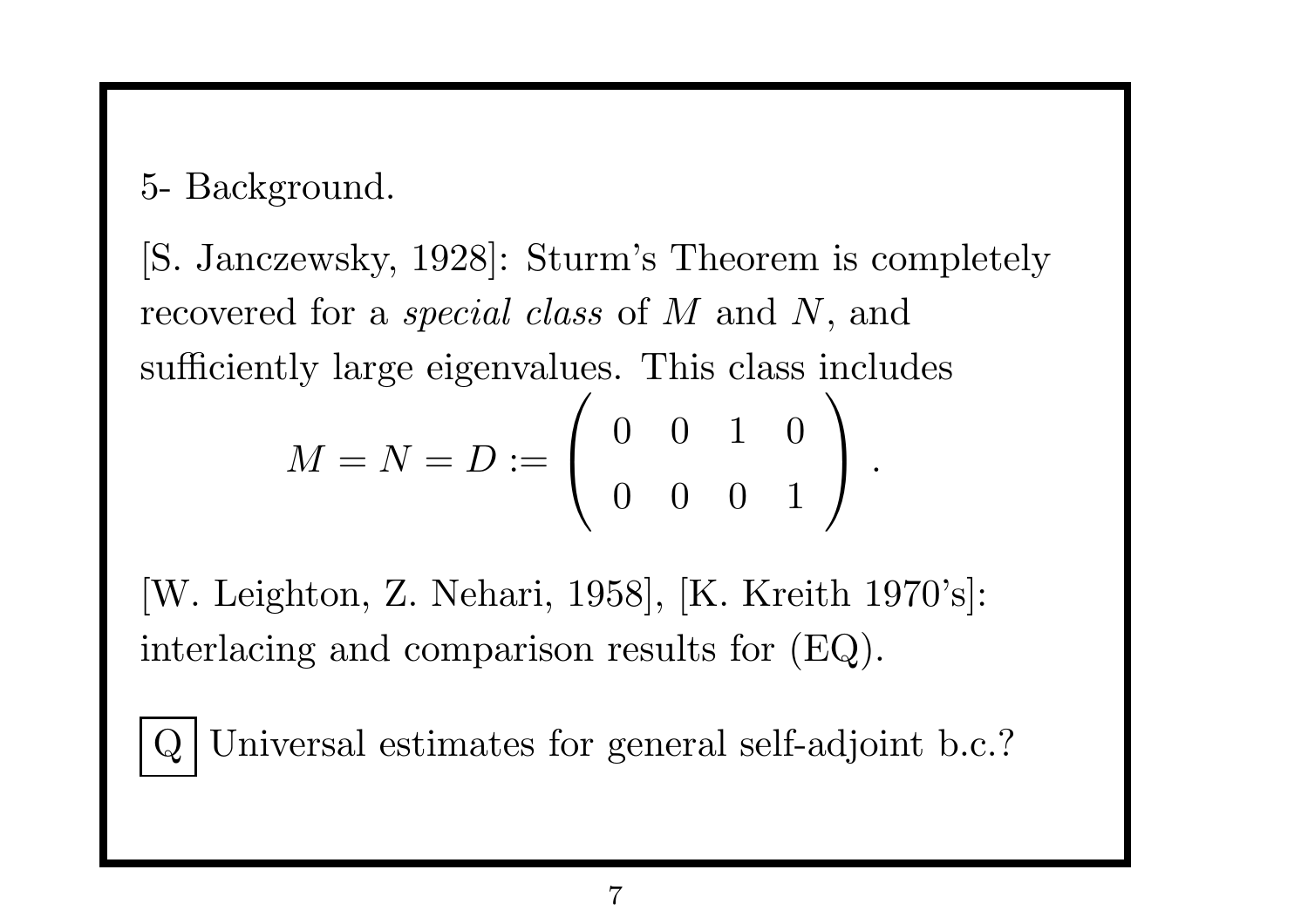5- Background.

[S. Janczewsky, 1928]: Sturm's Theorem is completely recovered for a *special class* of $M$ and $N$, and sufficiently large eigenvalues. This class includes

$$M = N = D := \begin{pmatrix} 0 & 0 & 1 & 0 \\ 0 & 0 & 0 & 1 \end{pmatrix}.$$

[W. Leighton, Z. Nehari, 1958], [K. Kreith 1970's]: interlacing and comparison results for (EQ).

**Q** Universal estimates for general self-adjoint b.c.?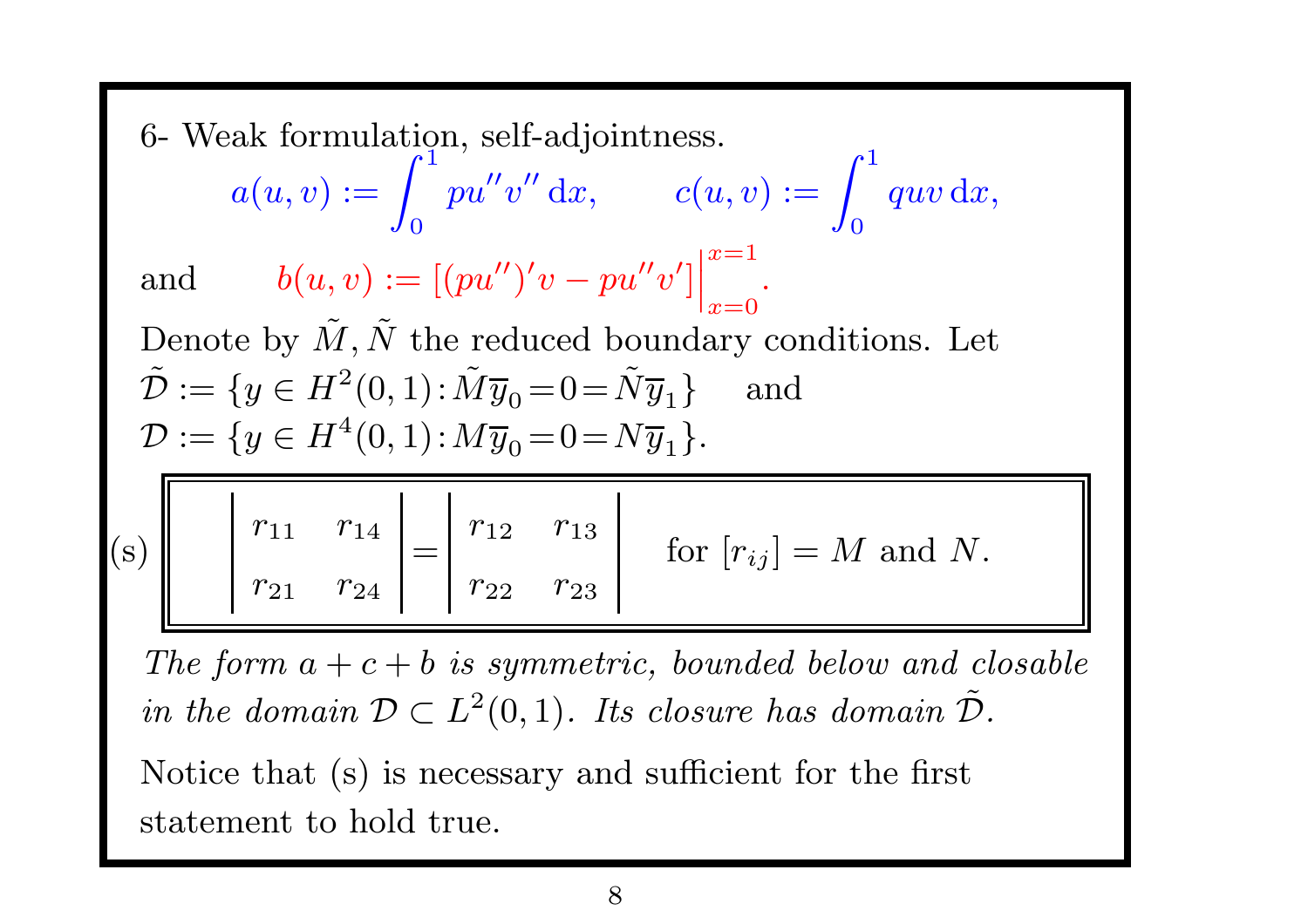6- Weak formulation, self-adjointness.

$$a(u,v) := \int_0^1 p u'' v'' \,\mathrm{d}x, \qquad c(u,v) := \int_0^1 q u v \,\mathrm{d}x,$$

and $\qquad b(u,v) := [(pu'')'v - pu''v']\Big|_{x=0}^{x=1}.$

Denote by $\tilde{M}, \tilde{N}$ the reduced boundary conditions. Let
$\tilde{\mathcal{D}} := \{y \in H^2(0,1) : \tilde{M}\overline{y}_0 = 0 = \tilde{N}\overline{y}_1\}$ and
$\mathcal{D} := \{y \in H^4(0,1) : M\overline{y}_0 = 0 = N\overline{y}_1\}$.

$$\text{(s)} \qquad \begin{vmatrix} r_{11} & r_{14} \\ r_{21} & r_{24} \end{vmatrix} = \begin{vmatrix} r_{12} & r_{13} \\ r_{22} & r_{23} \end{vmatrix} \qquad \text{for } [r_{ij}] = M \text{ and } N.$$

*The form $a + c + b$ is symmetric, bounded below and closable in the domain $\mathcal{D} \subset L^2(0,1)$. Its closure has domain $\tilde{\mathcal{D}}$.*

Notice that (s) is necessary and sufficient for the first statement to hold true.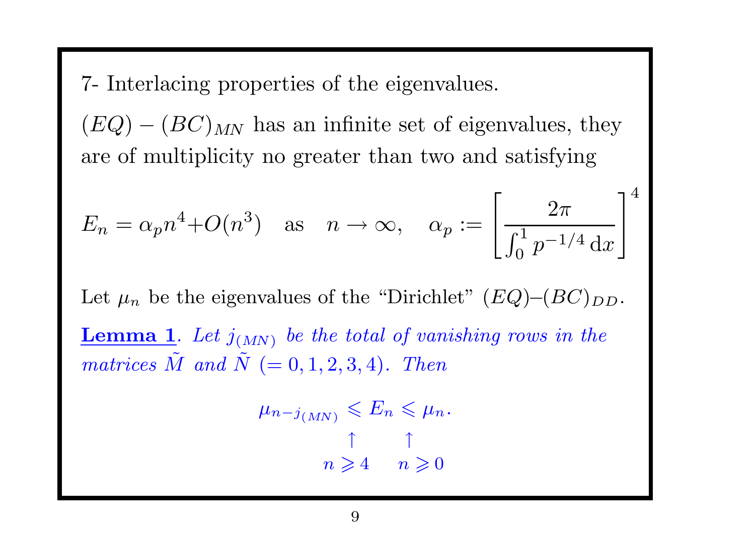7- Interlacing properties of the eigenvalues.

$(EQ) - (BC)_{MN}$ has an infinite set of eigenvalues, they are of multiplicity no greater than two and satisfying

$$E_n = \alpha_p n^4 + O(n^3) \quad \text{as} \quad n \to \infty, \quad \alpha_p := \left[ \frac{2\pi}{\int_0^1 p^{-1/4}\,\mathrm{d}x} \right]^4$$

Let $\mu_n$ be the eigenvalues of the "Dirichlet" $(EQ)$–$(BC)_{DD}$.

**Lemma 1**. *Let $j_{(MN)}$ be the total of vanishing rows in the matrices $\tilde{M}$ and $\tilde{N}$ $(= 0, 1, 2, 3, 4)$. Then*

$$\underset{n \geqslant 4}{\underset{\uparrow}{\mu_{n-j_{(MN)}}}} \leqslant E_n \leqslant \underset{n \geqslant 0}{\underset{\uparrow}{\mu_n}}.$$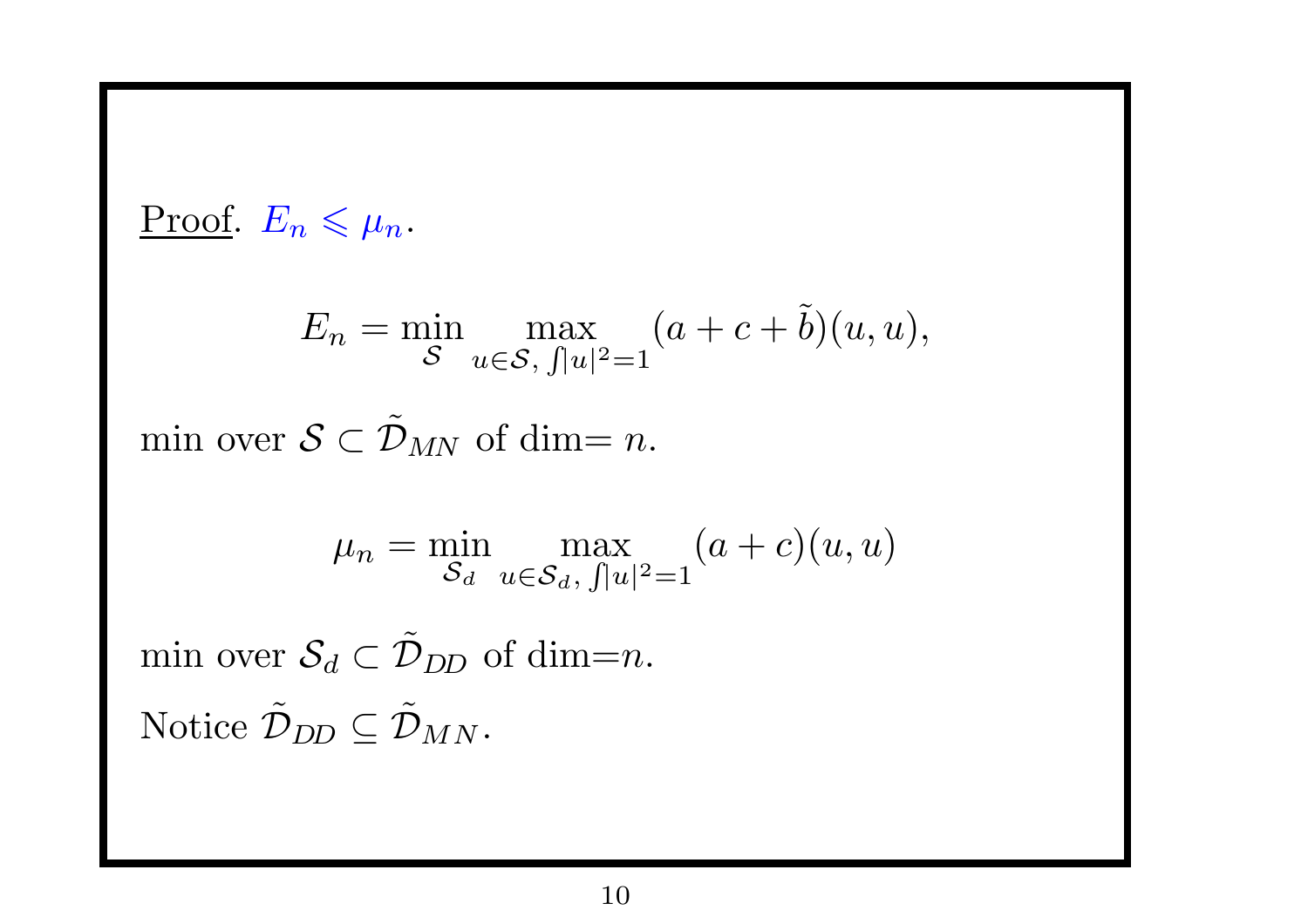Proof. $E_n \leqslant \mu_n$.

$$E_n = \min_{\mathcal{S}} \max_{u \in \mathcal{S},\, \int |u|^2 = 1} (a + c + \tilde{b})(u, u),$$

min over $\mathcal{S} \subset \tilde{\mathcal{D}}_{MN}$ of dim$= n$.

$$\mu_n = \min_{\mathcal{S}_d} \max_{u \in \mathcal{S}_d,\, \int |u|^2 = 1} (a + c)(u, u)$$

min over $\mathcal{S}_d \subset \tilde{\mathcal{D}}_{DD}$ of dim$=n$.

Notice $\tilde{\mathcal{D}}_{DD} \subseteq \tilde{\mathcal{D}}_{MN}$.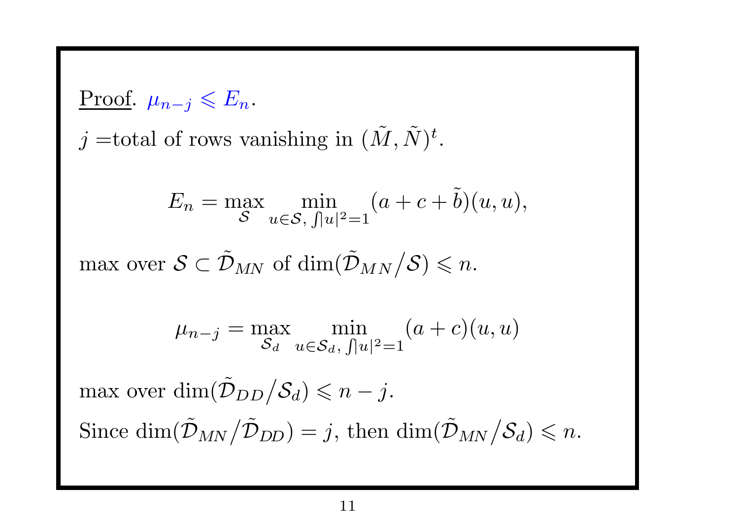<u>Proof</u>. $\mu_{n-j} \leqslant E_n$.

$j$ =total of rows vanishing in $(\tilde{M}, \tilde{N})^t$.

$$E_n = \max_{\mathcal{S}} \min_{u \in \mathcal{S}, \int |u|^2 = 1} (a + c + \tilde{b})(u, u),$$

max over $\mathcal{S} \subset \tilde{\mathcal{D}}_{MN}$ of $\dim(\tilde{\mathcal{D}}_{MN} / \mathcal{S}) \leqslant n$.

$$\mu_{n-j} = \max_{\mathcal{S}_d} \min_{u \in \mathcal{S}_d, \int |u|^2 = 1} (a + c)(u, u)$$

max over $\dim(\tilde{\mathcal{D}}_{DD} / \mathcal{S}_d) \leqslant n - j$.

Since $\dim(\tilde{\mathcal{D}}_{MN} / \tilde{\mathcal{D}}_{DD}) = j$, then $\dim(\tilde{\mathcal{D}}_{MN} / \mathcal{S}_d) \leqslant n$.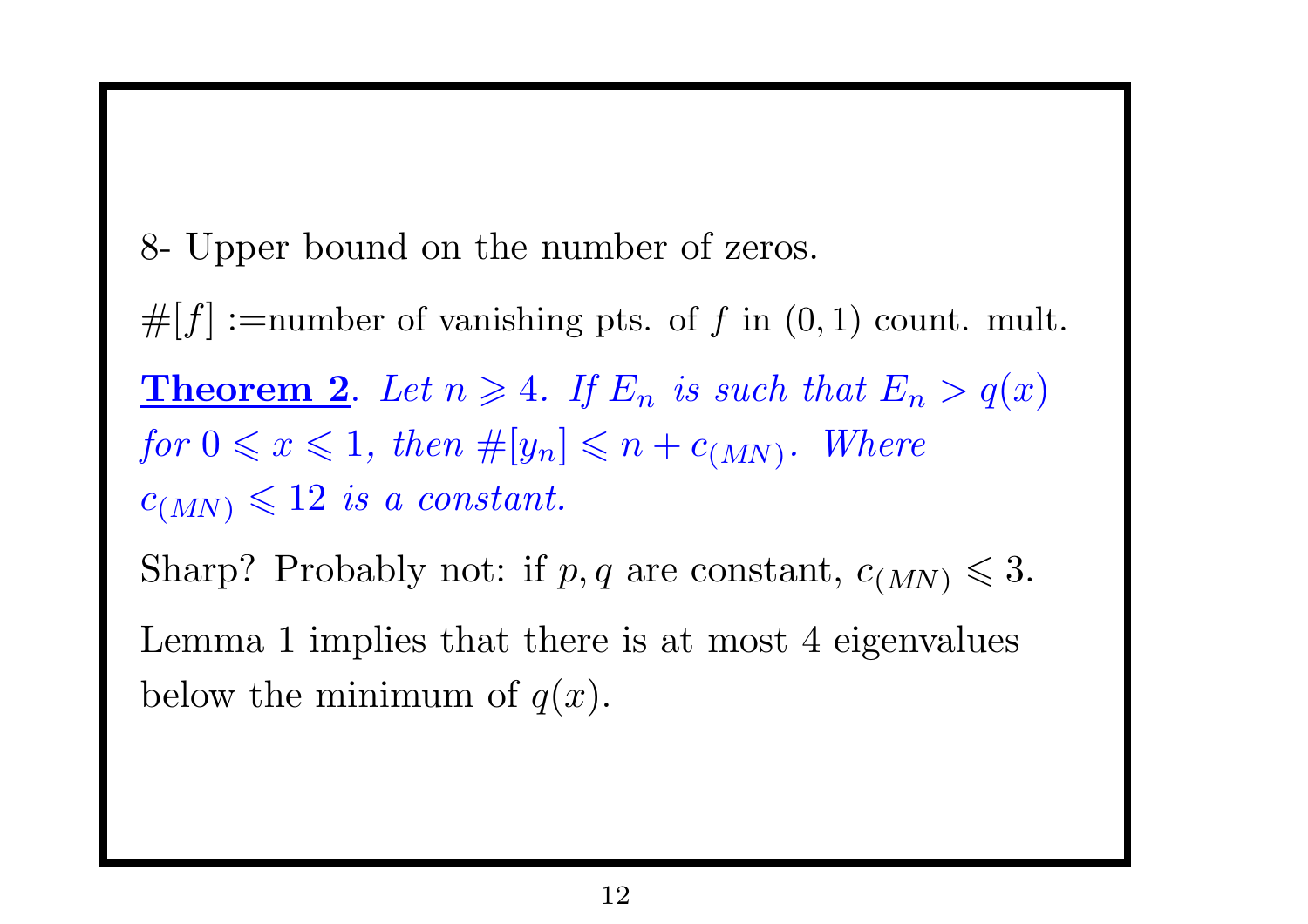8- Upper bound on the number of zeros.

$\#[f]$ :=number of vanishing pts. of $f$ in $(0,1)$ count. mult.

**Theorem 2**. *Let $n \geqslant 4$. If $E_n$ is such that $E_n > q(x)$ for $0 \leqslant x \leqslant 1$, then $\#[y_n] \leqslant n + c_{(MN)}$. Where $c_{(MN)} \leqslant 12$ is a constant.*

Sharp? Probably not: if $p, q$ are constant, $c_{(MN)} \leqslant 3$.

Lemma 1 implies that there is at most 4 eigenvalues below the minimum of $q(x)$.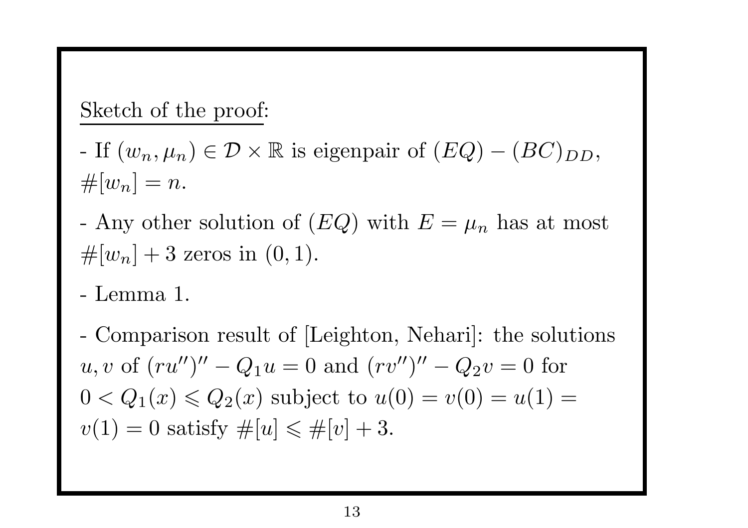Sketch of the proof:

- If $(w_n, \mu_n) \in \mathcal{D} \times \mathbb{R}$ is eigenpair of $(EQ) - (BC)_{DD}$, $\#[w_n] = n$.

- Any other solution of $(EQ)$ with $E = \mu_n$ has at most $\#[w_n] + 3$ zeros in $(0, 1)$.

- Lemma 1.

- Comparison result of [Leighton, Nehari]: the solutions $u, v$ of $(ru'')'' - Q_1 u = 0$ and $(rv'')'' - Q_2 v = 0$ for $0 < Q_1(x) \leqslant Q_2(x)$ subject to $u(0) = v(0) = u(1) = v(1) = 0$ satisfy $\#[u] \leqslant \#[v] + 3$.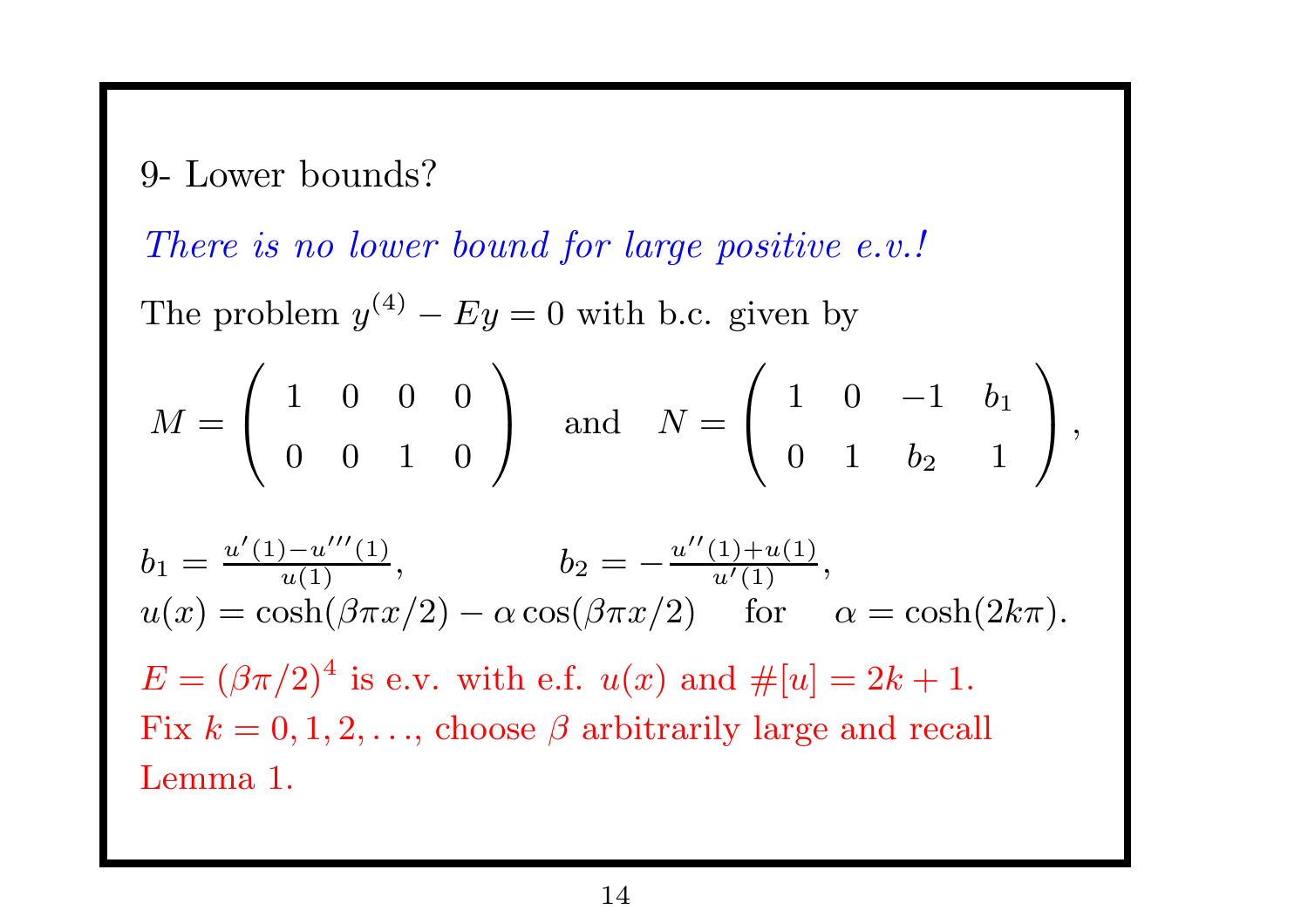## 9- Lower bounds?

*There is no lower bound for large positive e.v.!*

The problem $y^{(4)} - Ey = 0$ with b.c. given by

$$M = \begin{pmatrix} 1 & 0 & 0 & 0 \\ 0 & 0 & 1 & 0 \end{pmatrix} \quad \text{and} \quad N = \begin{pmatrix} 1 & 0 & -1 & b_1 \\ 0 & 1 & b_2 & 1 \end{pmatrix},$$

$b_1 = \frac{u'(1) - u'''(1)}{u(1)}$, $\qquad b_2 = -\frac{u''(1) + u(1)}{u'(1)}$,
$u(x) = \cosh(\beta\pi x/2) - \alpha \cos(\beta\pi x/2) \quad$ for $\quad \alpha = \cosh(2k\pi)$.

$E = (\beta\pi/2)^4$ is e.v. with e.f. $u(x)$ and $\#[u] = 2k + 1$.
Fix $k = 0, 1, 2, \ldots$, choose $\beta$ arbitrarily large and recall Lemma 1.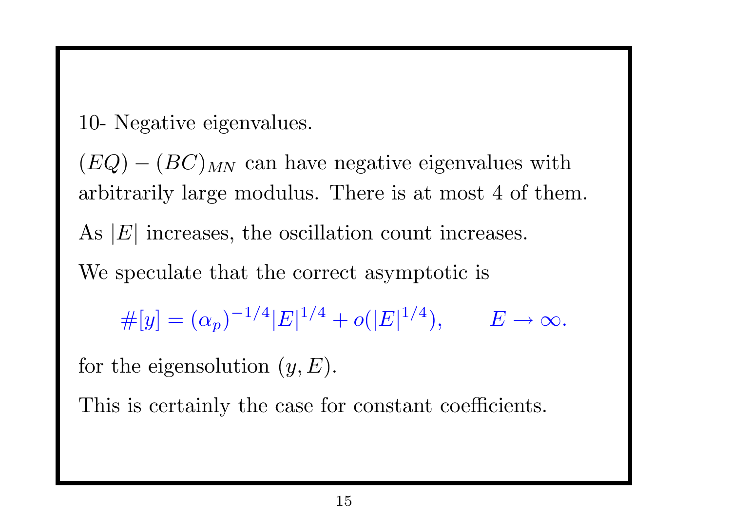10- Negative eigenvalues.

$(EQ) - (BC)_{MN}$ can have negative eigenvalues with arbitrarily large modulus. There is at most 4 of them.

As $|E|$ increases, the oscillation count increases.

We speculate that the correct asymptotic is

$$\#[y] = (\alpha_p)^{-1/4}|E|^{1/4} + o(|E|^{1/4}), \qquad E \to \infty.$$

for the eigensolution $(y, E)$.

This is certainly the case for constant coefficients.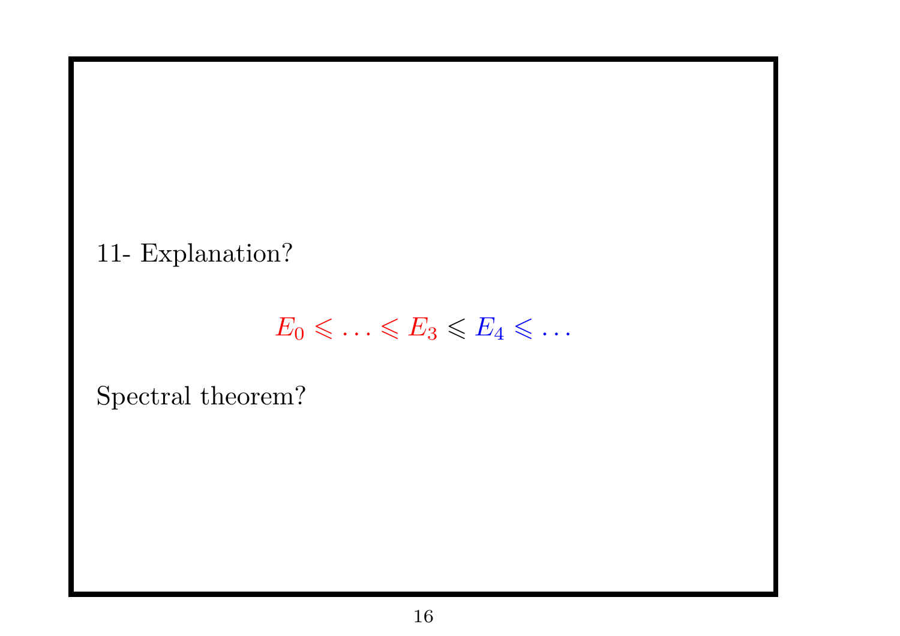11- Explanation?

$$E_0 \leqslant \ldots \leqslant E_3 \leqslant E_4 \leqslant \ldots$$

Spectral theorem?